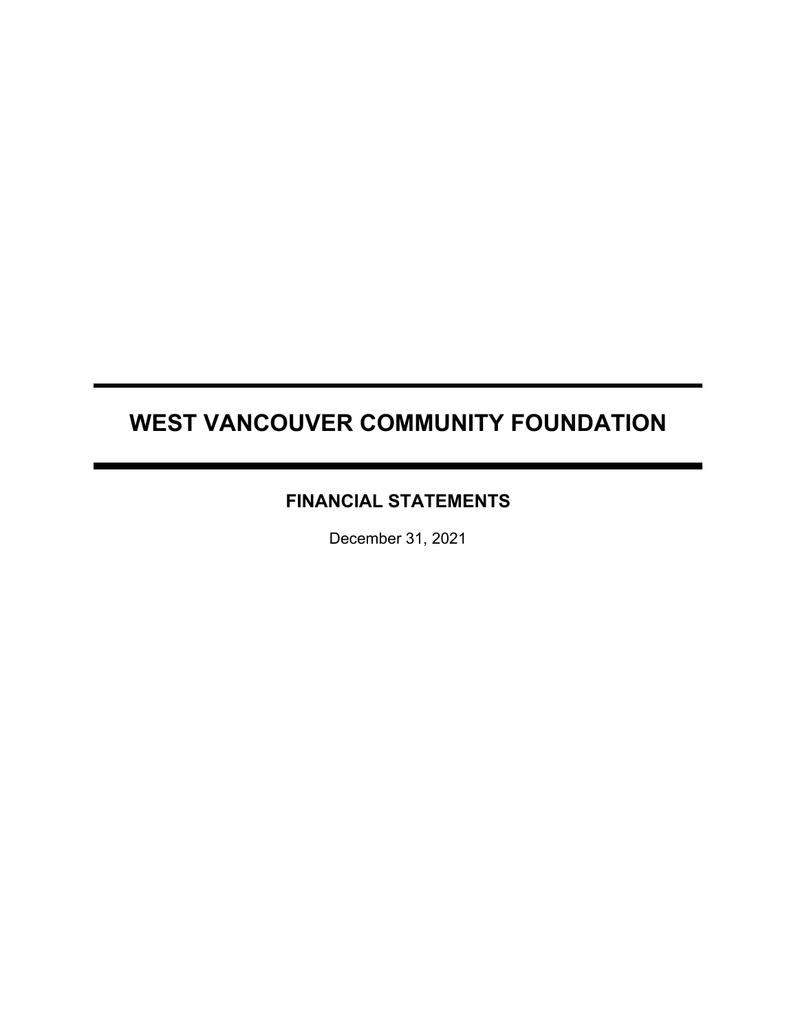# WEST VANCOUVER COMMUNITY FOUNDATION

## FINANCIAL STATEMENTS

December 31, 2021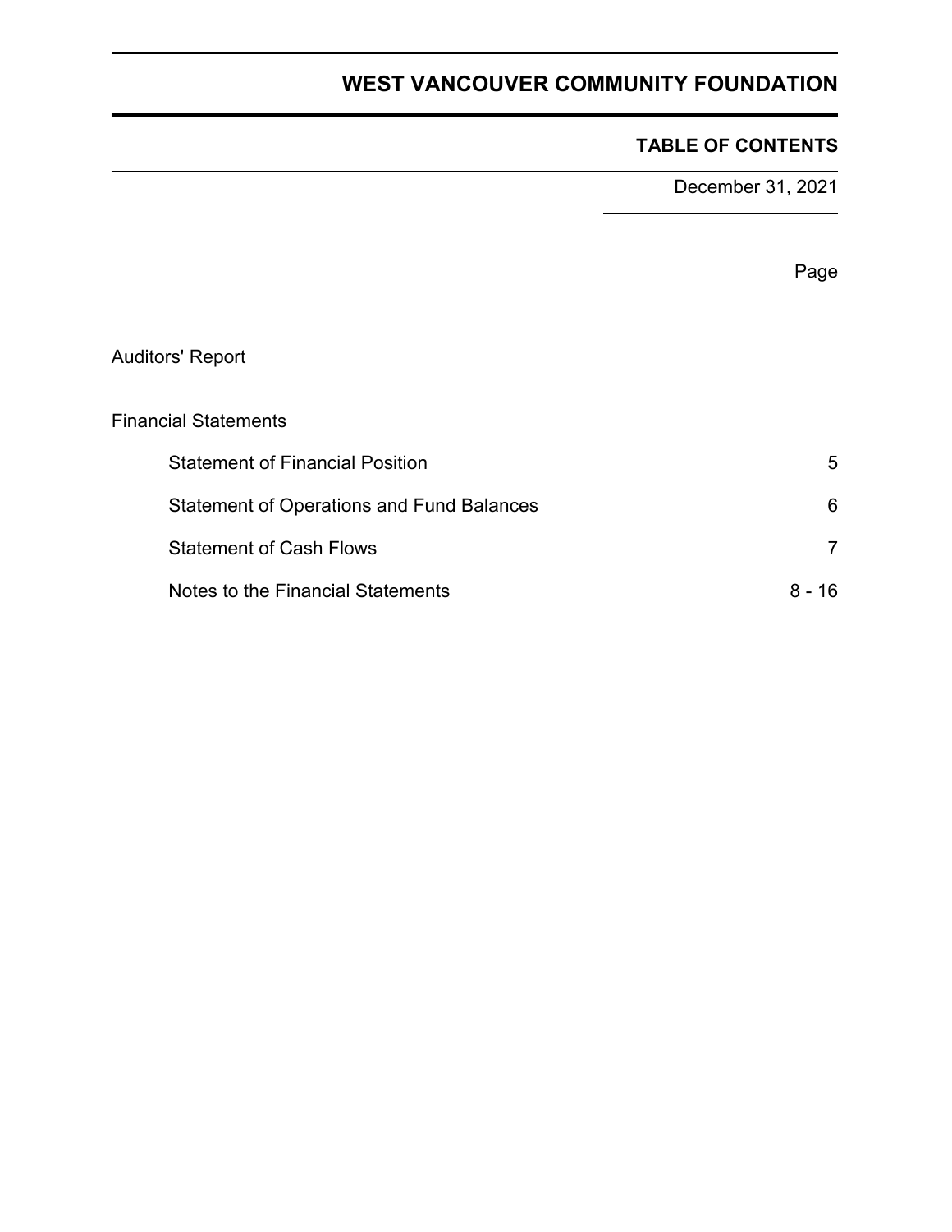# WEST VANCOUVER COMMUNITY FOUNDATION

## TABLE OF CONTENTS

December 31, 2021

| | Page |
|---|---|
| Auditors' Report | |
| Financial Statements | |
| Statement of Financial Position | 5 |
| Statement of Operations and Fund Balances | 6 |
| Statement of Cash Flows | 7 |
| Notes to the Financial Statements | 8 - 16 |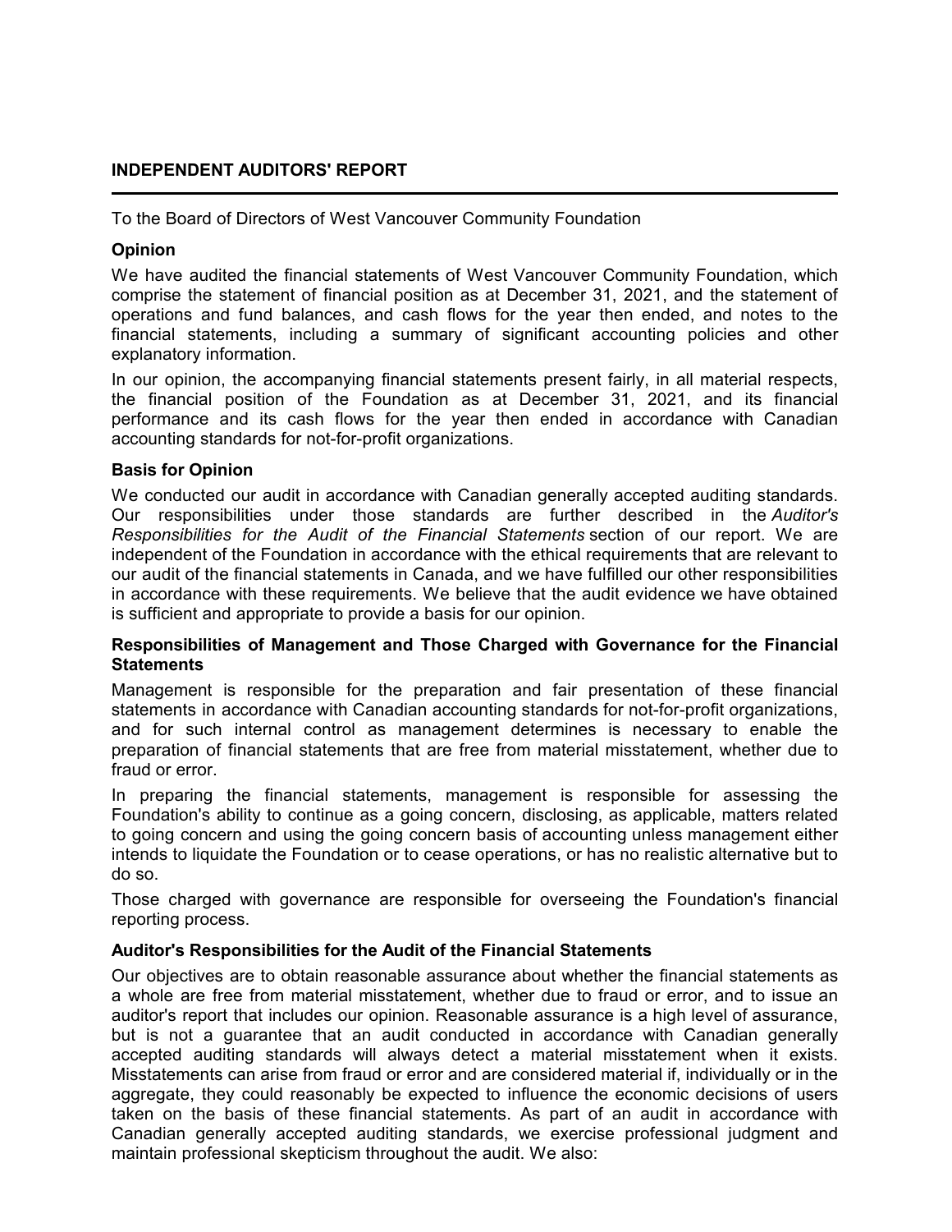## INDEPENDENT AUDITORS' REPORT

To the Board of Directors of West Vancouver Community Foundation

### Opinion

We have audited the financial statements of West Vancouver Community Foundation, which comprise the statement of financial position as at December 31, 2021, and the statement of operations and fund balances, and cash flows for the year then ended, and notes to the financial statements, including a summary of significant accounting policies and other explanatory information.

In our opinion, the accompanying financial statements present fairly, in all material respects, the financial position of the Foundation as at December 31, 2021, and its financial performance and its cash flows for the year then ended in accordance with Canadian accounting standards for not-for-profit organizations.

### Basis for Opinion

We conducted our audit in accordance with Canadian generally accepted auditing standards. Our responsibilities under those standards are further described in the *Auditor's Responsibilities for the Audit of the Financial Statements* section of our report. We are independent of the Foundation in accordance with the ethical requirements that are relevant to our audit of the financial statements in Canada, and we have fulfilled our other responsibilities in accordance with these requirements. We believe that the audit evidence we have obtained is sufficient and appropriate to provide a basis for our opinion.

### Responsibilities of Management and Those Charged with Governance for the Financial Statements

Management is responsible for the preparation and fair presentation of these financial statements in accordance with Canadian accounting standards for not-for-profit organizations, and for such internal control as management determines is necessary to enable the preparation of financial statements that are free from material misstatement, whether due to fraud or error.

In preparing the financial statements, management is responsible for assessing the Foundation's ability to continue as a going concern, disclosing, as applicable, matters related to going concern and using the going concern basis of accounting unless management either intends to liquidate the Foundation or to cease operations, or has no realistic alternative but to do so.

Those charged with governance are responsible for overseeing the Foundation's financial reporting process.

### Auditor's Responsibilities for the Audit of the Financial Statements

Our objectives are to obtain reasonable assurance about whether the financial statements as a whole are free from material misstatement, whether due to fraud or error, and to issue an auditor's report that includes our opinion. Reasonable assurance is a high level of assurance, but is not a guarantee that an audit conducted in accordance with Canadian generally accepted auditing standards will always detect a material misstatement when it exists. Misstatements can arise from fraud or error and are considered material if, individually or in the aggregate, they could reasonably be expected to influence the economic decisions of users taken on the basis of these financial statements. As part of an audit in accordance with Canadian generally accepted auditing standards, we exercise professional judgment and maintain professional skepticism throughout the audit. We also: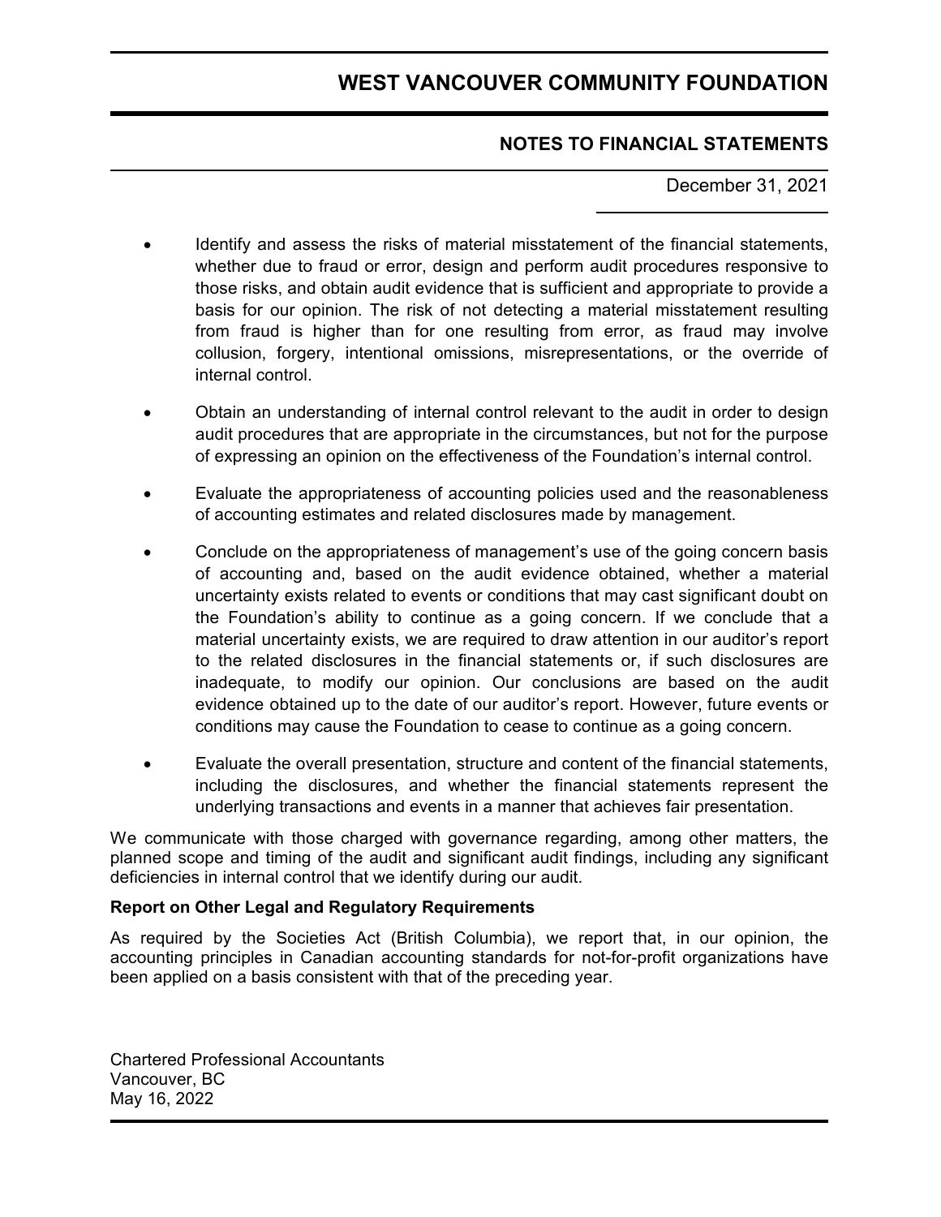- Identify and assess the risks of material misstatement of the financial statements, whether due to fraud or error, design and perform audit procedures responsive to those risks, and obtain audit evidence that is sufficient and appropriate to provide a basis for our opinion. The risk of not detecting a material misstatement resulting from fraud is higher than for one resulting from error, as fraud may involve collusion, forgery, intentional omissions, misrepresentations, or the override of internal control.

- Obtain an understanding of internal control relevant to the audit in order to design audit procedures that are appropriate in the circumstances, but not for the purpose of expressing an opinion on the effectiveness of the Foundation's internal control.

- Evaluate the appropriateness of accounting policies used and the reasonableness of accounting estimates and related disclosures made by management.

- Conclude on the appropriateness of management's use of the going concern basis of accounting and, based on the audit evidence obtained, whether a material uncertainty exists related to events or conditions that may cast significant doubt on the Foundation's ability to continue as a going concern. If we conclude that a material uncertainty exists, we are required to draw attention in our auditor's report to the related disclosures in the financial statements or, if such disclosures are inadequate, to modify our opinion. Our conclusions are based on the audit evidence obtained up to the date of our auditor's report. However, future events or conditions may cause the Foundation to cease to continue as a going concern.

- Evaluate the overall presentation, structure and content of the financial statements, including the disclosures, and whether the financial statements represent the underlying transactions and events in a manner that achieves fair presentation.

We communicate with those charged with governance regarding, among other matters, the planned scope and timing of the audit and significant audit findings, including any significant deficiencies in internal control that we identify during our audit.

**Report on Other Legal and Regulatory Requirements**

As required by the Societies Act (British Columbia), we report that, in our opinion, the accounting principles in Canadian accounting standards for not-for-profit organizations have been applied on a basis consistent with that of the preceding year.

Chartered Professional Accountants
Vancouver, BC
May 16, 2022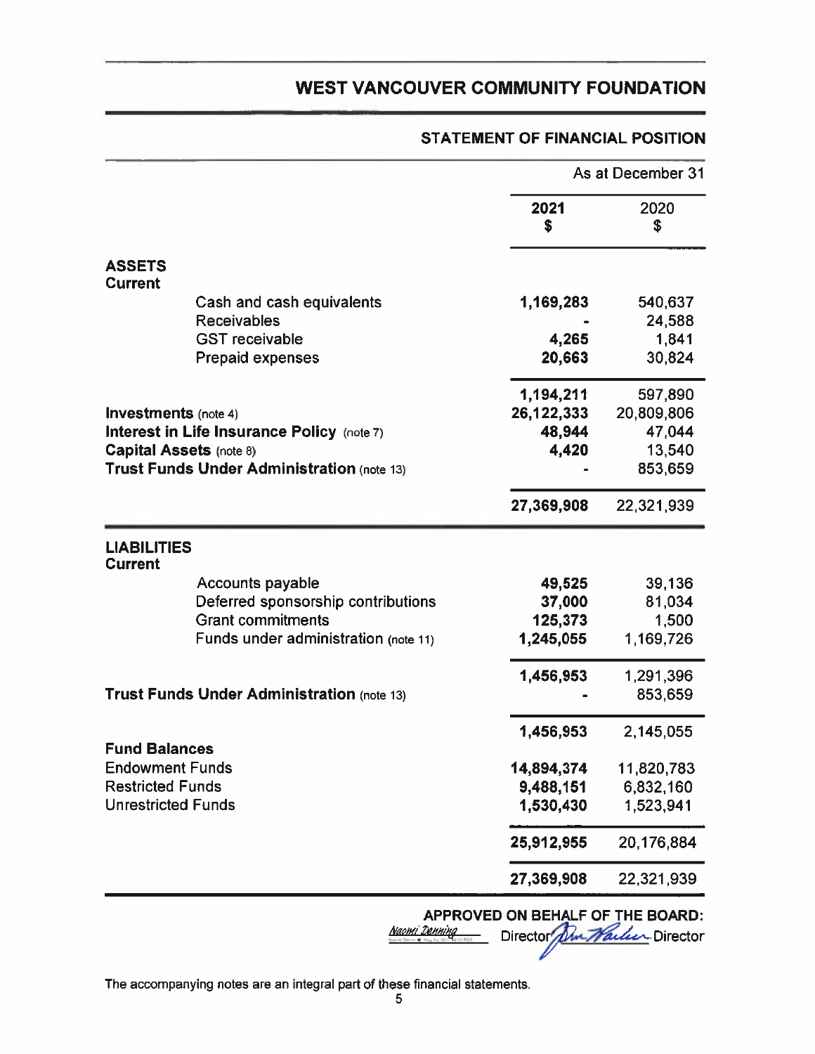# WEST VANCOUVER COMMUNITY FOUNDATION

## STATEMENT OF FINANCIAL POSITION

| | As at December 31 | |
|---|---|---|
| | **2021** **$** | 2020 $ |
| **ASSETS** | | |
| **Current** | | |
| Cash and cash equivalents | **1,169,283** | 540,637 |
| Receivables | **-** | 24,588 |
| GST receivable | **4,265** | 1,841 |
| Prepaid expenses | **20,663** | 30,824 |
| | **1,194,211** | 597,890 |
| **Investments** (note 4) | **26,122,333** | 20,809,806 |
| **Interest in Life Insurance Policy** (note 7) | **48,944** | 47,044 |
| **Capital Assets** (note 8) | **4,420** | 13,540 |
| **Trust Funds Under Administration** (note 13) | **-** | 853,659 |
| | **27,369,908** | 22,321,939 |
| **LIABILITIES** | | |
| **Current** | | |
| Accounts payable | **49,525** | 39,136 |
| Deferred sponsorship contributions | **37,000** | 81,034 |
| Grant commitments | **125,373** | 1,500 |
| Funds under administration (note 11) | **1,245,055** | 1,169,726 |
| | **1,456,953** | 1,291,396 |
| **Trust Funds Under Administration** (note 13) | **-** | 853,659 |
| | **1,456,953** | 2,145,055 |
| **Fund Balances** | | |
| Endowment Funds | **14,894,374** | 11,820,783 |
| Restricted Funds | **9,488,151** | 6,832,160 |
| Unrestricted Funds | **1,530,430** | 1,523,941 |
| | **25,912,955** | 20,176,884 |
| | **27,369,908** | 22,321,939 |

**APPROVED ON BEHALF OF THE BOARD:**

*Naomi Denning* Director *[signature]* Director

The accompanying notes are an integral part of these financial statements.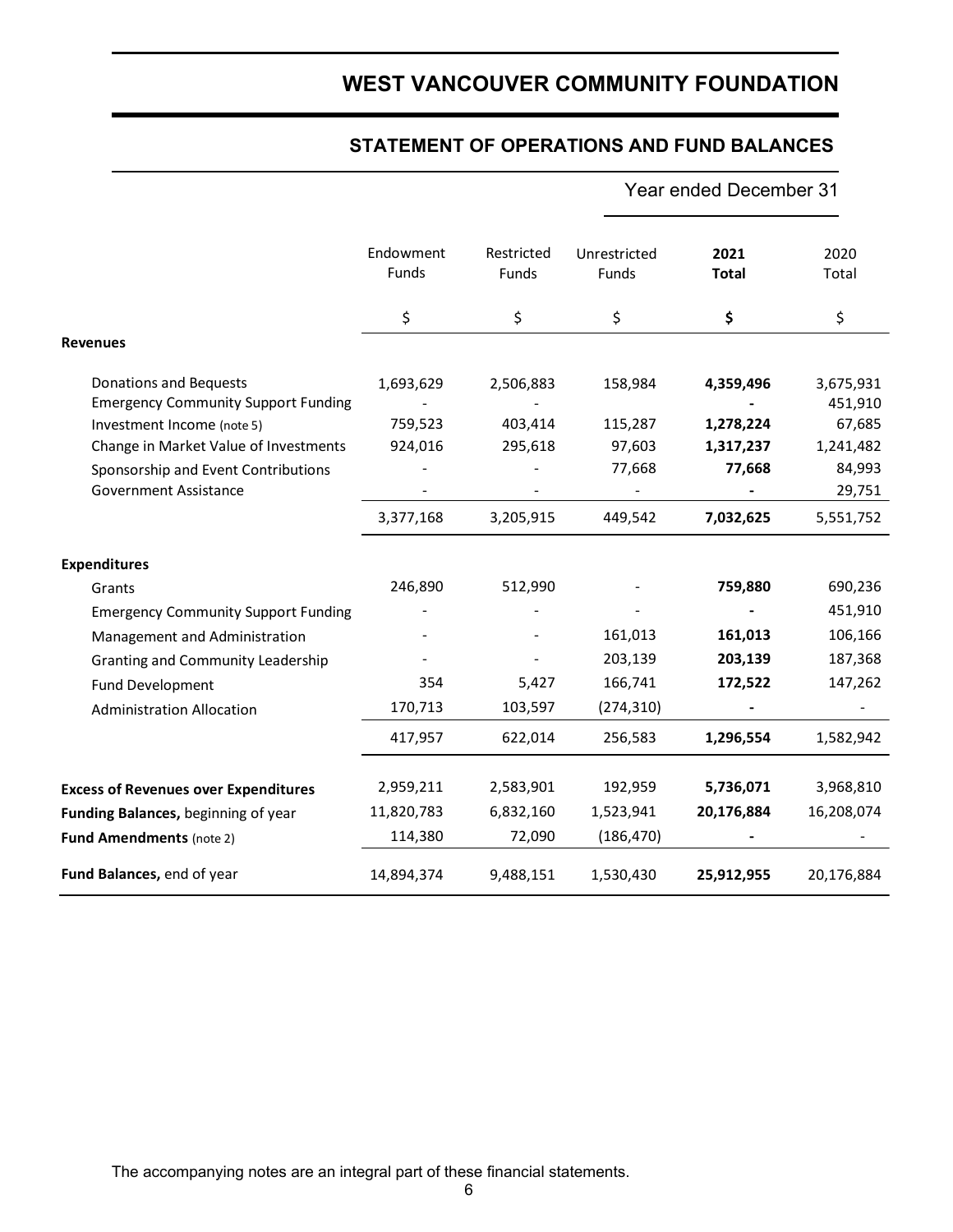# WEST VANCOUVER COMMUNITY FOUNDATION

## STATEMENT OF OPERATIONS AND FUND BALANCES

Year ended December 31

| | Endowment Funds | Restricted Funds | Unrestricted Funds | **2021 Total** | 2020 Total |
|---|---|---|---|---|---|
| | $ | $ | $ | **$** | $ |
| **Revenues** | | | | | |
| Donations and Bequests | 1,693,629 | 2,506,883 | 158,984 | **4,359,496** | 3,675,931 |
| Emergency Community Support Funding | - | - | | **-** | 451,910 |
| Investment Income (note 5) | 759,523 | 403,414 | 115,287 | **1,278,224** | 67,685 |
| Change in Market Value of Investments | 924,016 | 295,618 | 97,603 | **1,317,237** | 1,241,482 |
| Sponsorship and Event Contributions | - | - | 77,668 | **77,668** | 84,993 |
| Government Assistance | - | - | - | **-** | 29,751 |
| | 3,377,168 | 3,205,915 | 449,542 | **7,032,625** | 5,551,752 |
| **Expenditures** | | | | | |
| Grants | 246,890 | 512,990 | - | **759,880** | 690,236 |
| Emergency Community Support Funding | - | - | - | **-** | 451,910 |
| Management and Administration | - | - | 161,013 | **161,013** | 106,166 |
| Granting and Community Leadership | - | - | 203,139 | **203,139** | 187,368 |
| Fund Development | 354 | 5,427 | 166,741 | **172,522** | 147,262 |
| Administration Allocation | 170,713 | 103,597 | (274,310) | **-** | - |
| | 417,957 | 622,014 | 256,583 | **1,296,554** | 1,582,942 |
| **Excess of Revenues over Expenditures** | 2,959,211 | 2,583,901 | 192,959 | **5,736,071** | 3,968,810 |
| **Funding Balances,** beginning of year | 11,820,783 | 6,832,160 | 1,523,941 | **20,176,884** | 16,208,074 |
| **Fund Amendments** (note 2) | 114,380 | 72,090 | (186,470) | **-** | - |
| **Fund Balances,** end of year | 14,894,374 | 9,488,151 | 1,530,430 | **25,912,955** | 20,176,884 |

The accompanying notes are an integral part of these financial statements.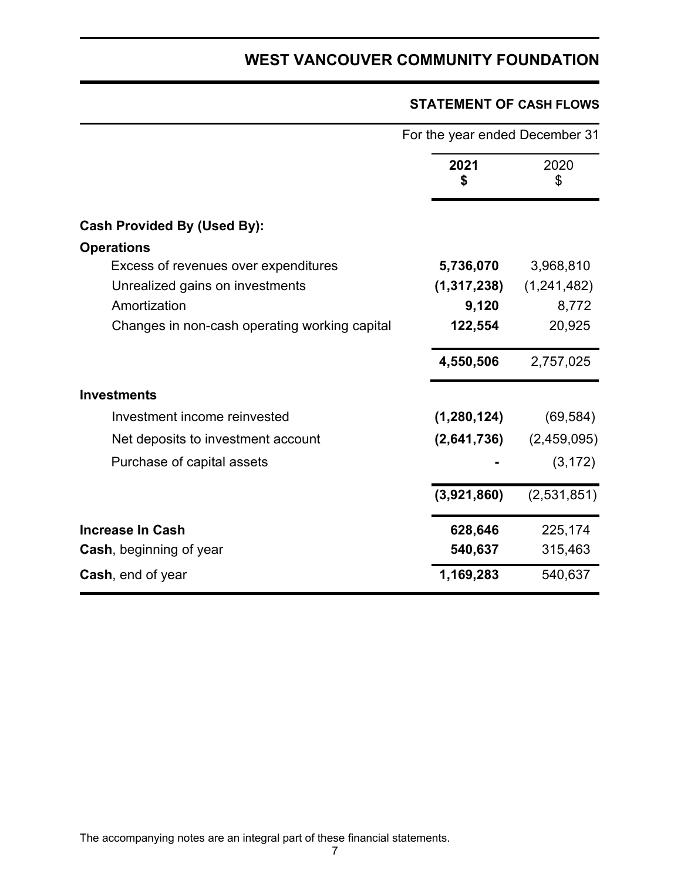# WEST VANCOUVER COMMUNITY FOUNDATION

## STATEMENT OF CASH FLOWS

For the year ended December 31

| | 2021<br>$ | 2020<br>$ |
|---|---|---|
| **Cash Provided By (Used By):** | | |
| **Operations** | | |
| Excess of revenues over expenditures | **5,736,070** | 3,968,810 |
| Unrealized gains on investments | **(1,317,238)** | (1,241,482) |
| Amortization | **9,120** | 8,772 |
| Changes in non-cash operating working capital | **122,554** | 20,925 |
| | **4,550,506** | 2,757,025 |
| **Investments** | | |
| Investment income reinvested | **(1,280,124)** | (69,584) |
| Net deposits to investment account | **(2,641,736)** | (2,459,095) |
| Purchase of capital assets | **-** | (3,172) |
| | **(3,921,860)** | (2,531,851) |
| **Increase In Cash** | **628,646** | 225,174 |
| **Cash**, beginning of year | **540,637** | 315,463 |
| **Cash**, end of year | **1,169,283** | 540,637 |

The accompanying notes are an integral part of these financial statements.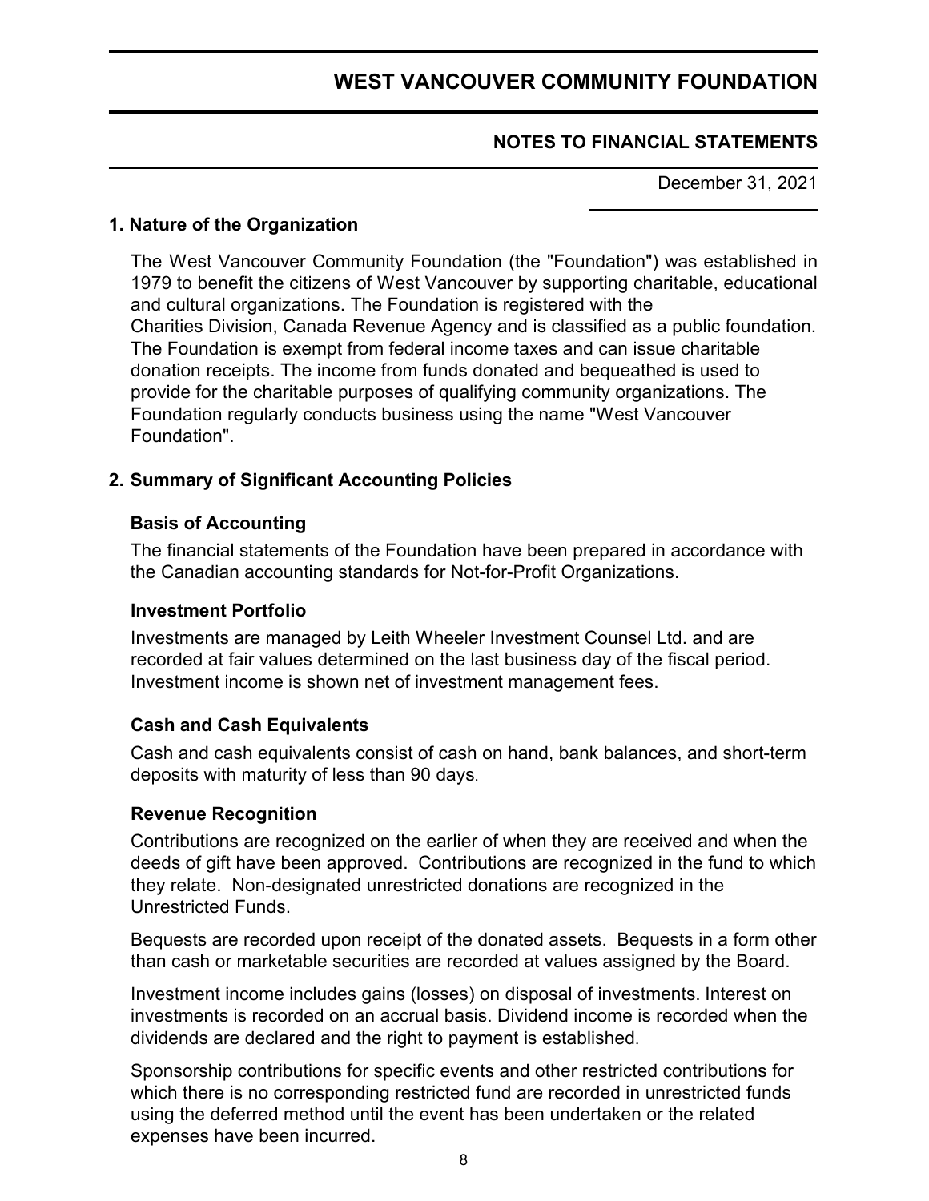# WEST VANCOUVER COMMUNITY FOUNDATION

## NOTES TO FINANCIAL STATEMENTS

December 31, 2021

### 1. Nature of the Organization

The West Vancouver Community Foundation (the "Foundation") was established in 1979 to benefit the citizens of West Vancouver by supporting charitable, educational and cultural organizations. The Foundation is registered with the Charities Division, Canada Revenue Agency and is classified as a public foundation. The Foundation is exempt from federal income taxes and can issue charitable donation receipts. The income from funds donated and bequeathed is used to provide for the charitable purposes of qualifying community organizations. The Foundation regularly conducts business using the name "West Vancouver Foundation".

### 2. Summary of Significant Accounting Policies

#### Basis of Accounting

The financial statements of the Foundation have been prepared in accordance with the Canadian accounting standards for Not-for-Profit Organizations.

#### Investment Portfolio

Investments are managed by Leith Wheeler Investment Counsel Ltd. and are recorded at fair values determined on the last business day of the fiscal period. Investment income is shown net of investment management fees.

#### Cash and Cash Equivalents

Cash and cash equivalents consist of cash on hand, bank balances, and short-term deposits with maturity of less than 90 days.

#### Revenue Recognition

Contributions are recognized on the earlier of when they are received and when the deeds of gift have been approved. Contributions are recognized in the fund to which they relate. Non-designated unrestricted donations are recognized in the Unrestricted Funds.

Bequests are recorded upon receipt of the donated assets. Bequests in a form other than cash or marketable securities are recorded at values assigned by the Board.

Investment income includes gains (losses) on disposal of investments. Interest on investments is recorded on an accrual basis. Dividend income is recorded when the dividends are declared and the right to payment is established.

Sponsorship contributions for specific events and other restricted contributions for which there is no corresponding restricted fund are recorded in unrestricted funds using the deferred method until the event has been undertaken or the related expenses have been incurred.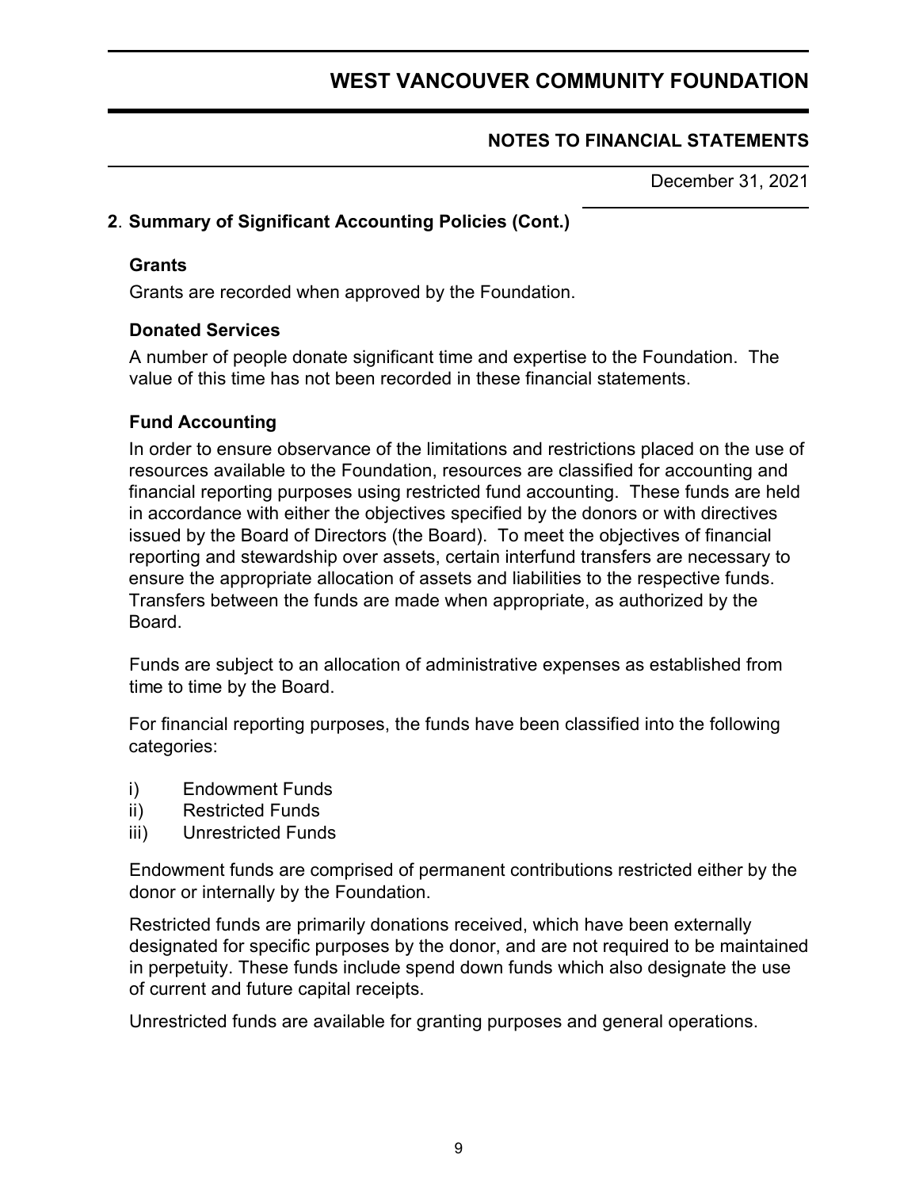## 2. Summary of Significant Accounting Policies (Cont.)

### Grants

Grants are recorded when approved by the Foundation.

### Donated Services

A number of people donate significant time and expertise to the Foundation. The value of this time has not been recorded in these financial statements.

### Fund Accounting

In order to ensure observance of the limitations and restrictions placed on the use of resources available to the Foundation, resources are classified for accounting and financial reporting purposes using restricted fund accounting. These funds are held in accordance with either the objectives specified by the donors or with directives issued by the Board of Directors (the Board). To meet the objectives of financial reporting and stewardship over assets, certain interfund transfers are necessary to ensure the appropriate allocation of assets and liabilities to the respective funds. Transfers between the funds are made when appropriate, as authorized by the Board.

Funds are subject to an allocation of administrative expenses as established from time to time by the Board.

For financial reporting purposes, the funds have been classified into the following categories:

i) Endowment Funds
ii) Restricted Funds
iii) Unrestricted Funds

Endowment funds are comprised of permanent contributions restricted either by the donor or internally by the Foundation.

Restricted funds are primarily donations received, which have been externally designated for specific purposes by the donor, and are not required to be maintained in perpetuity. These funds include spend down funds which also designate the use of current and future capital receipts.

Unrestricted funds are available for granting purposes and general operations.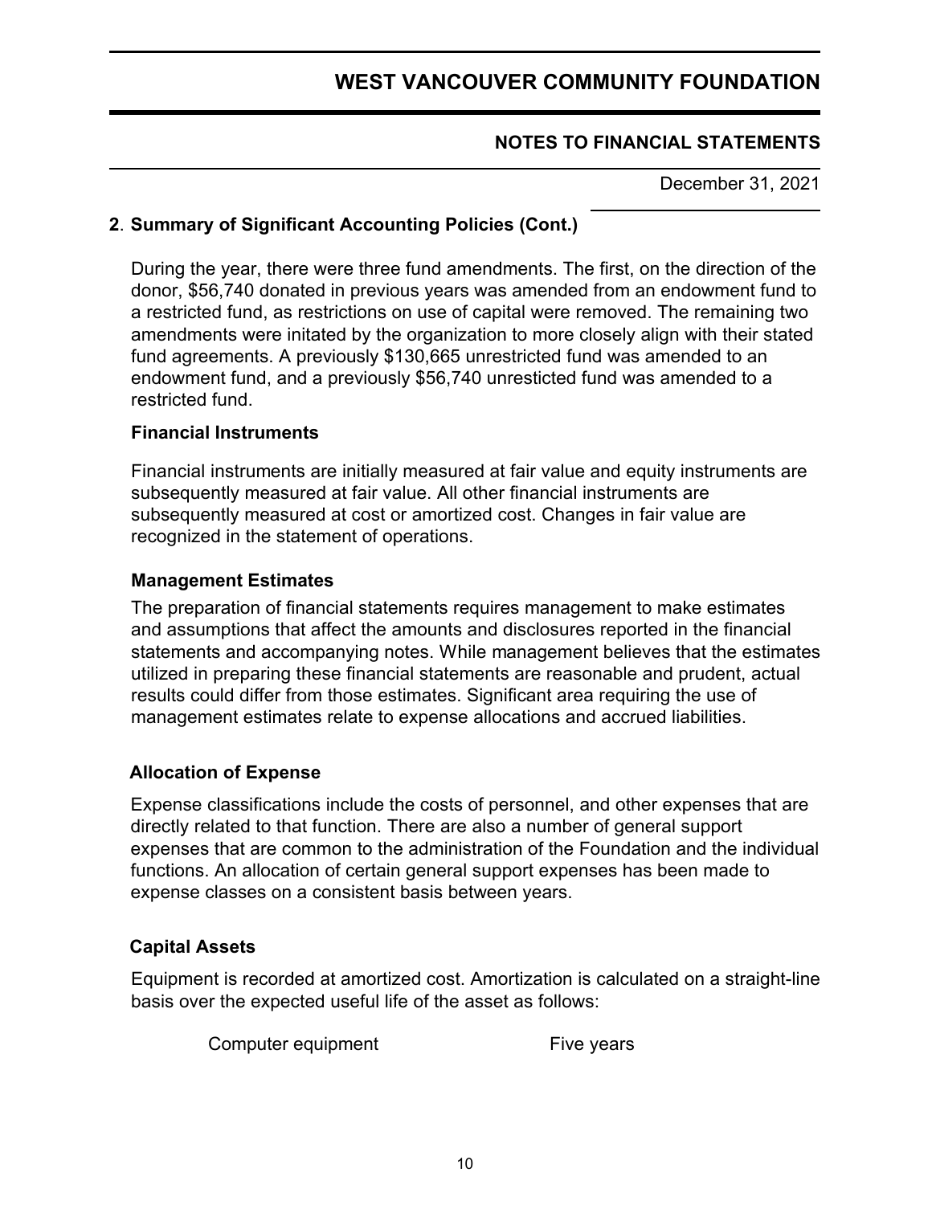## 2. Summary of Significant Accounting Policies (Cont.)

During the year, there were three fund amendments. The first, on the direction of the donor, $56,740 donated in previous years was amended from an endowment fund to a restricted fund, as restrictions on use of capital were removed. The remaining two amendments were initated by the organization to more closely align with their stated fund agreements. A previously $130,665 unrestricted fund was amended to an endowment fund, and a previously $56,740 unresticted fund was amended to a restricted fund.

### Financial Instruments

Financial instruments are initially measured at fair value and equity instruments are subsequently measured at fair value. All other financial instruments are subsequently measured at cost or amortized cost. Changes in fair value are recognized in the statement of operations.

### Management Estimates

The preparation of financial statements requires management to make estimates and assumptions that affect the amounts and disclosures reported in the financial statements and accompanying notes. While management believes that the estimates utilized in preparing these financial statements are reasonable and prudent, actual results could differ from those estimates. Significant area requiring the use of management estimates relate to expense allocations and accrued liabilities.

### Allocation of Expense

Expense classifications include the costs of personnel, and other expenses that are directly related to that function. There are also a number of general support expenses that are common to the administration of the Foundation and the individual functions. An allocation of certain general support expenses has been made to expense classes on a consistent basis between years.

### Capital Assets

Equipment is recorded at amortized cost. Amortization is calculated on a straight-line basis over the expected useful life of the asset as follows:

| | |
|---|---|
| Computer equipment | Five years |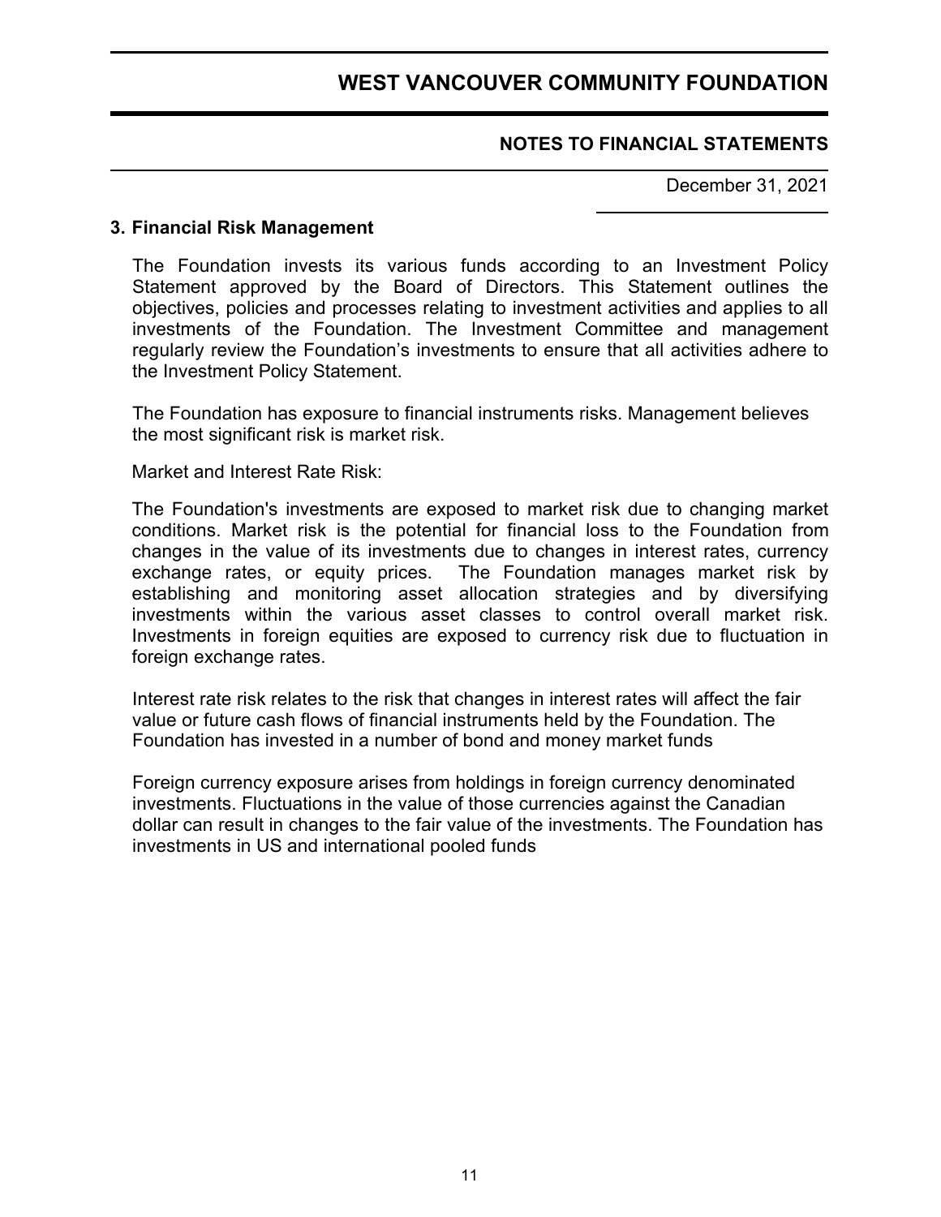## 3. Financial Risk Management

The Foundation invests its various funds according to an Investment Policy Statement approved by the Board of Directors. This Statement outlines the objectives, policies and processes relating to investment activities and applies to all investments of the Foundation. The Investment Committee and management regularly review the Foundation's investments to ensure that all activities adhere to the Investment Policy Statement.

The Foundation has exposure to financial instruments risks. Management believes the most significant risk is market risk.

Market and Interest Rate Risk:

The Foundation's investments are exposed to market risk due to changing market conditions. Market risk is the potential for financial loss to the Foundation from changes in the value of its investments due to changes in interest rates, currency exchange rates, or equity prices. The Foundation manages market risk by establishing and monitoring asset allocation strategies and by diversifying investments within the various asset classes to control overall market risk. Investments in foreign equities are exposed to currency risk due to fluctuation in foreign exchange rates.

Interest rate risk relates to the risk that changes in interest rates will affect the fair value or future cash flows of financial instruments held by the Foundation. The Foundation has invested in a number of bond and money market funds

Foreign currency exposure arises from holdings in foreign currency denominated investments. Fluctuations in the value of those currencies against the Canadian dollar can result in changes to the fair value of the investments. The Foundation has investments in US and international pooled funds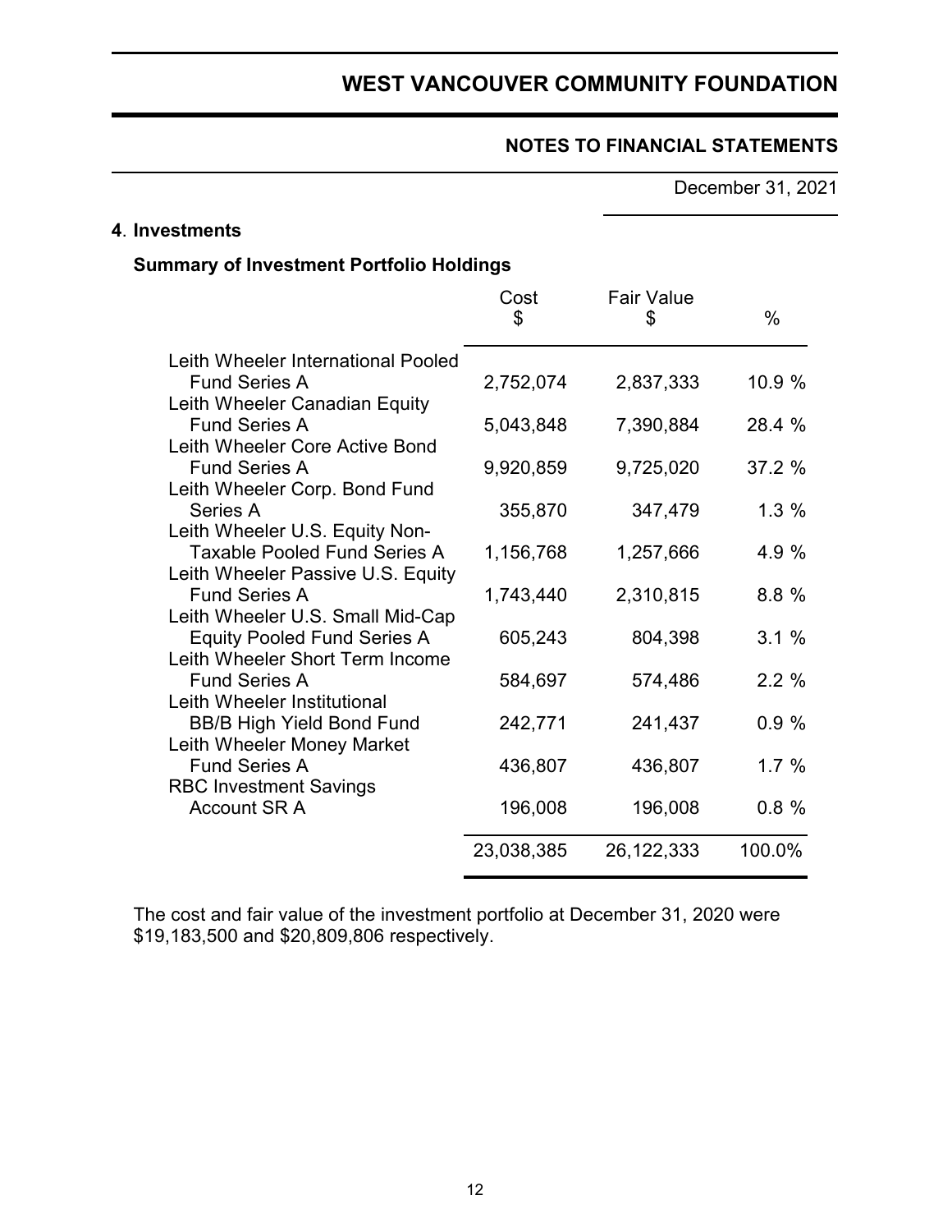# WEST VANCOUVER COMMUNITY FOUNDATION

## NOTES TO FINANCIAL STATEMENTS

December 31, 2021

### 4. Investments

#### Summary of Investment Portfolio Holdings

| | Cost $ | Fair Value $ | % |
|---|---|---|---|
| Leith Wheeler International Pooled Fund Series A | 2,752,074 | 2,837,333 | 10.9 % |
| Leith Wheeler Canadian Equity Fund Series A | 5,043,848 | 7,390,884 | 28.4 % |
| Leith Wheeler Core Active Bond Fund Series A | 9,920,859 | 9,725,020 | 37.2 % |
| Leith Wheeler Corp. Bond Fund Series A | 355,870 | 347,479 | 1.3 % |
| Leith Wheeler U.S. Equity Non-Taxable Pooled Fund Series A | 1,156,768 | 1,257,666 | 4.9 % |
| Leith Wheeler Passive U.S. Equity Fund Series A | 1,743,440 | 2,310,815 | 8.8 % |
| Leith Wheeler U.S. Small Mid-Cap Equity Pooled Fund Series A | 605,243 | 804,398 | 3.1 % |
| Leith Wheeler Short Term Income Fund Series A | 584,697 | 574,486 | 2.2 % |
| Leith Wheeler Institutional BB/B High Yield Bond Fund | 242,771 | 241,437 | 0.9 % |
| Leith Wheeler Money Market Fund Series A | 436,807 | 436,807 | 1.7 % |
| RBC Investment Savings Account SR A | 196,008 | 196,008 | 0.8 % |
| | 23,038,385 | 26,122,333 | 100.0% |

The cost and fair value of the investment portfolio at December 31, 2020 were $19,183,500 and $20,809,806 respectively.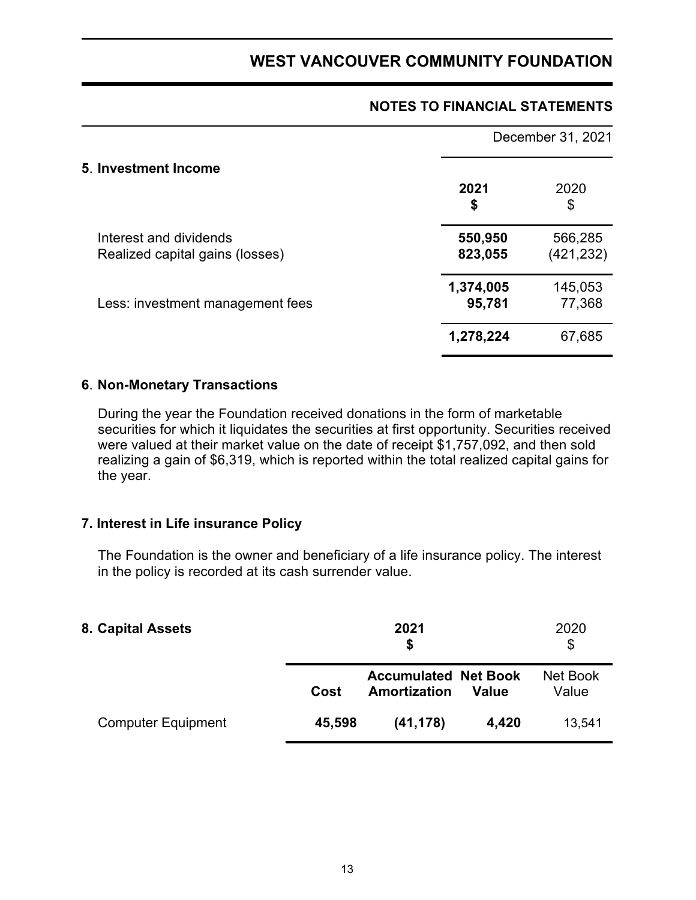# WEST VANCOUVER COMMUNITY FOUNDATION

## NOTES TO FINANCIAL STATEMENTS

December 31, 2021

### 5. Investment Income

| | **2021** **$** | 2020 $ |
|---|---|---|
| Interest and dividends | **550,950** | 566,285 |
| Realized capital gains (losses) | **823,055** | (421,232) |
| | **1,374,005** | 145,053 |
| Less: investment management fees | **95,781** | 77,368 |
| | **1,278,224** | 67,685 |

### 6. Non-Monetary Transactions

During the year the Foundation received donations in the form of marketable securities for which it liquidates the securities at first opportunity. Securities received were valued at their market value on the date of receipt $1,757,092, and then sold realizing a gain of $6,319, which is reported within the total realized capital gains for the year.

### 7. Interest in Life insurance Policy

The Foundation is the owner and beneficiary of a life insurance policy. The interest in the policy is recorded at its cash surrender value.

### 8. Capital Assets

| | | **2021** **$** | | 2020 $ |
|---|---|---|---|---|
| | **Cost** | **Accumulated Amortization** | **Net Book Value** | Net Book Value |
| Computer Equipment | **45,598** | **(41,178)** | **4,420** | 13,541 |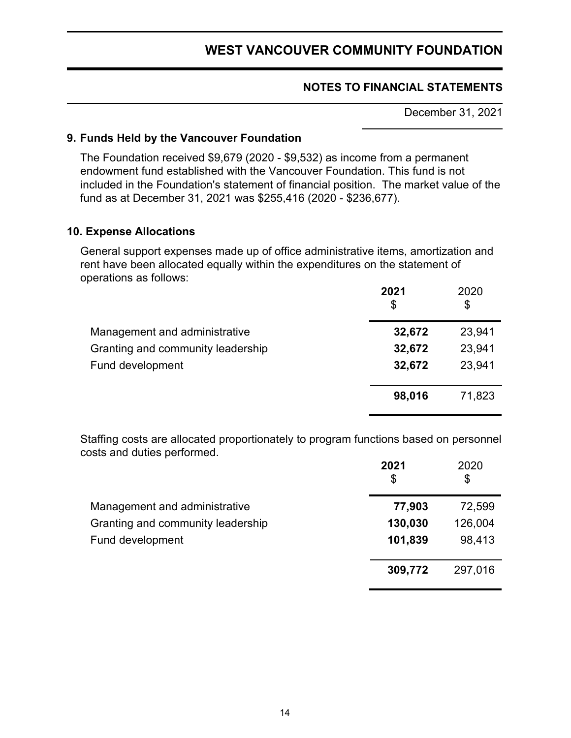## 9. Funds Held by the Vancouver Foundation

The Foundation received $9,679 (2020 - $9,532) as income from a permanent endowment fund established with the Vancouver Foundation. This fund is not included in the Foundation's statement of financial position. The market value of the fund as at December 31, 2021 was $255,416 (2020 - $236,677).

## 10. Expense Allocations

General support expenses made up of office administrative items, amortization and rent have been allocated equally within the expenditures on the statement of operations as follows:

| | **2021** $ | 2020 $ |
|---|---|---|
| Management and administrative | **32,672** | 23,941 |
| Granting and community leadership | **32,672** | 23,941 |
| Fund development | **32,672** | 23,941 |
| | **98,016** | 71,823 |

Staffing costs are allocated proportionately to program functions based on personnel costs and duties performed.

| | **2021** $ | 2020 $ |
|---|---|---|
| Management and administrative | **77,903** | 72,599 |
| Granting and community leadership | **130,030** | 126,004 |
| Fund development | **101,839** | 98,413 |
| | **309,772** | 297,016 |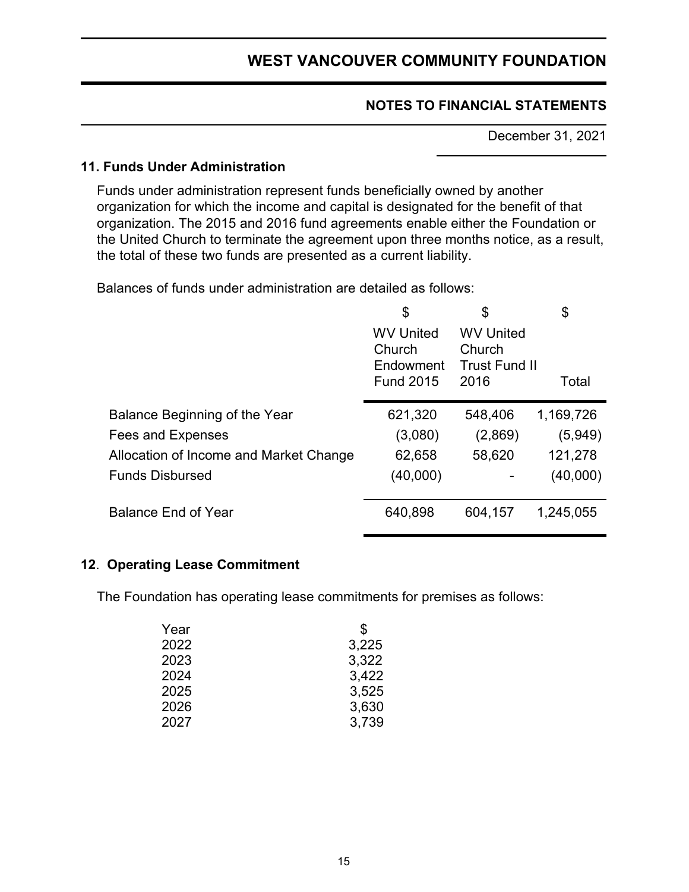# WEST VANCOUVER COMMUNITY FOUNDATION

## NOTES TO FINANCIAL STATEMENTS

December 31, 2021

### 11. Funds Under Administration

Funds under administration represent funds beneficially owned by another organization for which the income and capital is designated for the benefit of that organization. The 2015 and 2016 fund agreements enable either the Foundation or the United Church to terminate the agreement upon three months notice, as a result, the total of these two funds are presented as a current liability.

Balances of funds under administration are detailed as follows:

| | $ WV United Church Endowment Fund 2015 | $ WV United Church Trust Fund II 2016 | $ Total |
|---|---|---|---|
| Balance Beginning of the Year | 621,320 | 548,406 | 1,169,726 |
| Fees and Expenses | (3,080) | (2,869) | (5,949) |
| Allocation of Income and Market Change | 62,658 | 58,620 | 121,278 |
| Funds Disbursed | (40,000) | - | (40,000) |
| Balance End of Year | 640,898 | 604,157 | 1,245,055 |

### 12. Operating Lease Commitment

The Foundation has operating lease commitments for premises as follows:

| Year | $ |
|---|---|
| 2022 | 3,225 |
| 2023 | 3,322 |
| 2024 | 3,422 |
| 2025 | 3,525 |
| 2026 | 3,630 |
| 2027 | 3,739 |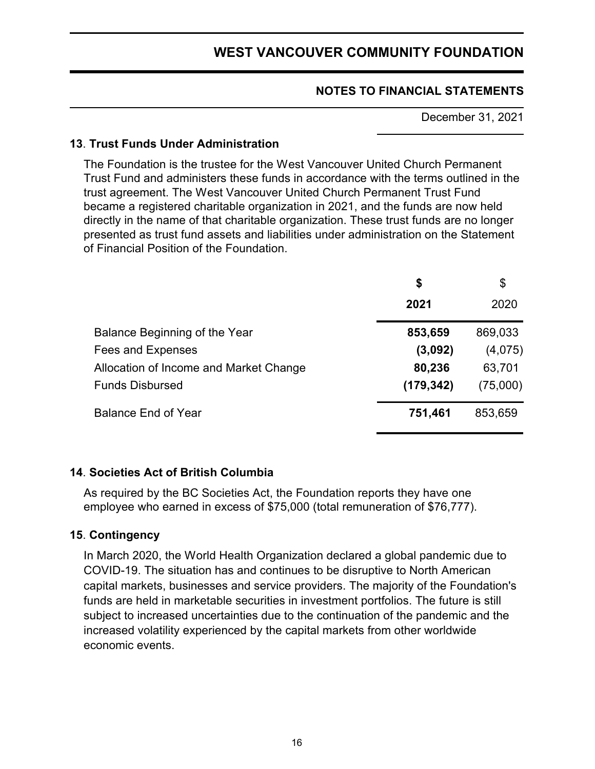## 13. Trust Funds Under Administration

The Foundation is the trustee for the West Vancouver United Church Permanent Trust Fund and administers these funds in accordance with the terms outlined in the trust agreement. The West Vancouver United Church Permanent Trust Fund became a registered charitable organization in 2021, and the funds are now held directly in the name of that charitable organization. These trust funds are no longer presented as trust fund assets and liabilities under administration on the Statement of Financial Position of the Foundation.

| | **$ 2021** | $ 2020 |
|---|---|---|
| Balance Beginning of the Year | **853,659** | 869,033 |
| Fees and Expenses | **(3,092)** | (4,075) |
| Allocation of Income and Market Change | **80,236** | 63,701 |
| Funds Disbursed | **(179,342)** | (75,000) |
| Balance End of Year | **751,461** | 853,659 |

## 14. Societies Act of British Columbia

As required by the BC Societies Act, the Foundation reports they have one employee who earned in excess of $75,000 (total remuneration of $76,777).

## 15. Contingency

In March 2020, the World Health Organization declared a global pandemic due to COVID-19. The situation has and continues to be disruptive to North American capital markets, businesses and service providers. The majority of the Foundation's funds are held in marketable securities in investment portfolios. The future is still subject to increased uncertainties due to the continuation of the pandemic and the increased volatility experienced by the capital markets from other worldwide economic events.